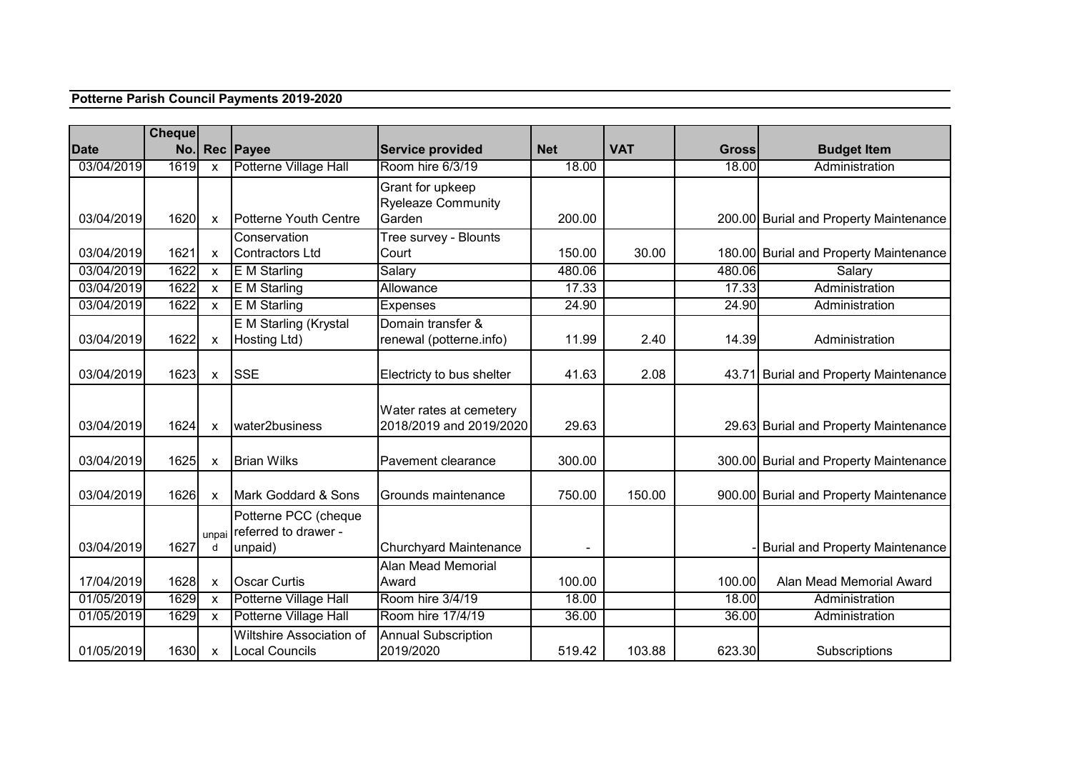**Potterne Parish Council Payments 2019-2020**

| Date | Cheque No. | Rec | Payee | Service provided | Net | VAT | Gross | Budget Item |
|---|---|---|---|---|---|---|---|---|
| 03/04/2019 | 1619 | x | Potterne Village Hall | Room hire 6/3/19 | 18.00 | | 18.00 | Administration |
| 03/04/2019 | 1620 | x | Potterne Youth Centre | Grant for upkeep Ryeleaze Community Garden | 200.00 | | 200.00 | Burial and Property Maintenance |
| 03/04/2019 | 1621 | x | Conservation Contractors Ltd | Tree survey - Blounts Court | 150.00 | 30.00 | 180.00 | Burial and Property Maintenance |
| 03/04/2019 | 1622 | x | E M Starling | Salary | 480.06 | | 480.06 | Salary |
| 03/04/2019 | 1622 | x | E M Starling | Allowance | 17.33 | | 17.33 | Administration |
| 03/04/2019 | 1622 | x | E M Starling | Expenses | 24.90 | | 24.90 | Administration |
| 03/04/2019 | 1622 | x | E M Starling (Krystal Hosting Ltd) | Domain transfer & renewal (potterne.info) | 11.99 | 2.40 | 14.39 | Administration |
| 03/04/2019 | 1623 | x | SSE | Electricty to bus shelter | 41.63 | 2.08 | 43.71 | Burial and Property Maintenance |
| 03/04/2019 | 1624 | x | water2business | Water rates at cemetery 2018/2019 and 2019/2020 | 29.63 | | 29.63 | Burial and Property Maintenance |
| 03/04/2019 | 1625 | x | Brian Wilks | Pavement clearance | 300.00 | | 300.00 | Burial and Property Maintenance |
| 03/04/2019 | 1626 | x | Mark Goddard & Sons | Grounds maintenance | 750.00 | 150.00 | 900.00 | Burial and Property Maintenance |
| 03/04/2019 | 1627 | unpaid | Potterne PCC (cheque referred to drawer - unpaid) | Churchyard Maintenance | - | | - | Burial and Property Maintenance |
| 17/04/2019 | 1628 | x | Oscar Curtis | Alan Mead Memorial Award | 100.00 | | 100.00 | Alan Mead Memorial Award |
| 01/05/2019 | 1629 | x | Potterne Village Hall | Room hire 3/4/19 | 18.00 | | 18.00 | Administration |
| 01/05/2019 | 1629 | x | Potterne Village Hall | Room hire 17/4/19 | 36.00 | | 36.00 | Administration |
| 01/05/2019 | 1630 | x | Wiltshire Association of Local Councils | Annual Subscription 2019/2020 | 519.42 | 103.88 | 623.30 | Subscriptions |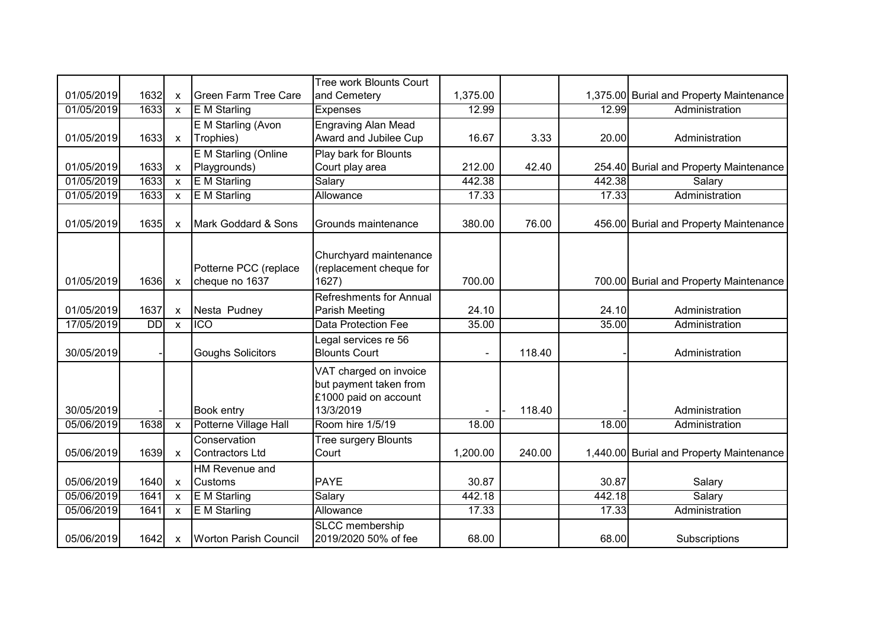| | | | | | | | | |
|---|---|---|---|---|---|---|---|---|
| 01/05/2019 | 1632 | x | Green Farm Tree Care | Tree work Blounts Court and Cemetery | 1,375.00 | | 1,375.00 | Burial and Property Maintenance |
| 01/05/2019 | 1633 | x | E M Starling | Expenses | 12.99 | | 12.99 | Administration |
| 01/05/2019 | 1633 | x | E M Starling (Avon Trophies) | Engraving Alan Mead Award and Jubilee Cup | 16.67 | 3.33 | 20.00 | Administration |
| 01/05/2019 | 1633 | x | E M Starling (Online Playgrounds) | Play bark for Blounts Court play area | 212.00 | 42.40 | 254.40 | Burial and Property Maintenance |
| 01/05/2019 | 1633 | x | E M Starling | Salary | 442.38 | | 442.38 | Salary |
| 01/05/2019 | 1633 | x | E M Starling | Allowance | 17.33 | | 17.33 | Administration |
| 01/05/2019 | 1635 | x | Mark Goddard & Sons | Grounds maintenance | 380.00 | 76.00 | 456.00 | Burial and Property Maintenance |
| 01/05/2019 | 1636 | x | Potterne PCC (replace cheque no 1637 | Churchyard maintenance (replacement cheque for 1627) | 700.00 | | 700.00 | Burial and Property Maintenance |
| 01/05/2019 | 1637 | x | Nesta Pudney | Refreshments for Annual Parish Meeting | 24.10 | | 24.10 | Administration |
| 17/05/2019 | DD | x | ICO | Data Protection Fee | 35.00 | | 35.00 | Administration |
| 30/05/2019 | - | | Goughs Solicitors | Legal services re 56 Blounts Court | - | 118.40 | - | Administration |
| 30/05/2019 | - | | Book entry | VAT charged on invoice but payment taken from £1000 paid on account 13/3/2019 | - | - 118.40 | - | Administration |
| 05/06/2019 | 1638 | x | Potterne Village Hall | Room hire 1/5/19 | 18.00 | | 18.00 | Administration |
| 05/06/2019 | 1639 | x | Conservation Contractors Ltd | Tree surgery Blounts Court | 1,200.00 | 240.00 | 1,440.00 | Burial and Property Maintenance |
| 05/06/2019 | 1640 | x | HM Revenue and Customs | PAYE | 30.87 | | 30.87 | Salary |
| 05/06/2019 | 1641 | x | E M Starling | Salary | 442.18 | | 442.18 | Salary |
| 05/06/2019 | 1641 | x | E M Starling | Allowance | 17.33 | | 17.33 | Administration |
| 05/06/2019 | 1642 | x | Worton Parish Council | SLCC membership 2019/2020 50% of fee | 68.00 | | 68.00 | Subscriptions |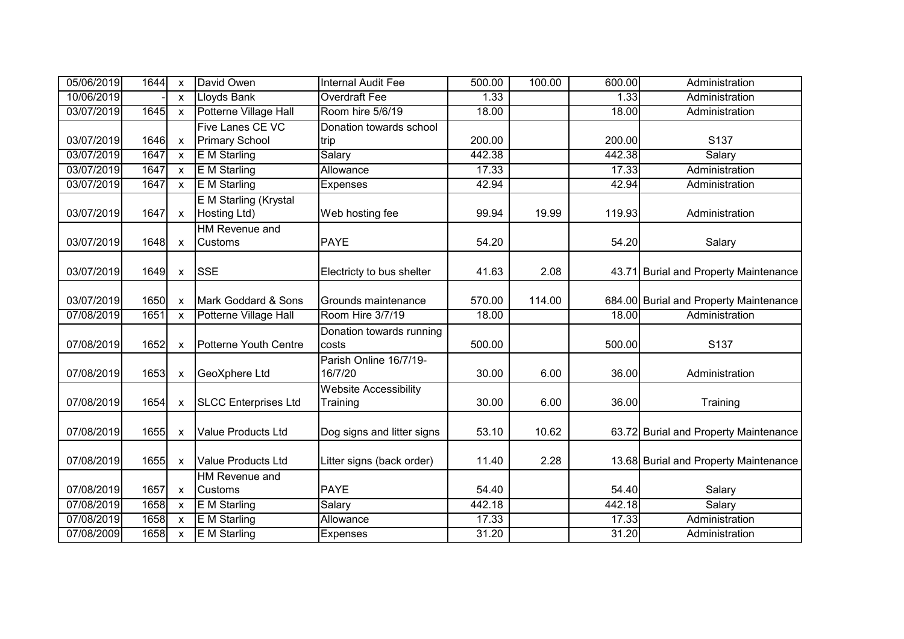| | | | | | | | | |
|---|---|---|---|---|---|---|---|---|
| 05/06/2019 | 1644 | x | David Owen | Internal Audit Fee | 500.00 | 100.00 | 600.00 | Administration |
| 10/06/2019 | - | x | Lloyds Bank | Overdraft Fee | 1.33 | | 1.33 | Administration |
| 03/07/2019 | 1645 | x | Potterne Village Hall | Room hire 5/6/19 | 18.00 | | 18.00 | Administration |
| 03/07/2019 | 1646 | x | Five Lanes CE VC Primary School | Donation towards school trip | 200.00 | | 200.00 | S137 |
| 03/07/2019 | 1647 | x | E M Starling | Salary | 442.38 | | 442.38 | Salary |
| 03/07/2019 | 1647 | x | E M Starling | Allowance | 17.33 | | 17.33 | Administration |
| 03/07/2019 | 1647 | x | E M Starling | Expenses | 42.94 | | 42.94 | Administration |
| 03/07/2019 | 1647 | x | E M Starling (Krystal Hosting Ltd) | Web hosting fee | 99.94 | 19.99 | 119.93 | Administration |
| 03/07/2019 | 1648 | x | HM Revenue and Customs | PAYE | 54.20 | | 54.20 | Salary |
| 03/07/2019 | 1649 | x | SSE | Electricty to bus shelter | 41.63 | 2.08 | 43.71 | Burial and Property Maintenance |
| 03/07/2019 | 1650 | x | Mark Goddard & Sons | Grounds maintenance | 570.00 | 114.00 | 684.00 | Burial and Property Maintenance |
| 07/08/2019 | 1651 | x | Potterne Village Hall | Room Hire 3/7/19 | 18.00 | | 18.00 | Administration |
| 07/08/2019 | 1652 | x | Potterne Youth Centre | Donation towards running costs | 500.00 | | 500.00 | S137 |
| 07/08/2019 | 1653 | x | GeoXphere Ltd | Parish Online 16/7/19-16/7/20 | 30.00 | 6.00 | 36.00 | Administration |
| 07/08/2019 | 1654 | x | SLCC Enterprises Ltd | Website Accessibility Training | 30.00 | 6.00 | 36.00 | Training |
| 07/08/2019 | 1655 | x | Value Products Ltd | Dog signs and litter signs | 53.10 | 10.62 | 63.72 | Burial and Property Maintenance |
| 07/08/2019 | 1655 | x | Value Products Ltd | Litter signs (back order) | 11.40 | 2.28 | 13.68 | Burial and Property Maintenance |
| 07/08/2019 | 1657 | x | HM Revenue and Customs | PAYE | 54.40 | | 54.40 | Salary |
| 07/08/2019 | 1658 | x | E M Starling | Salary | 442.18 | | 442.18 | Salary |
| 07/08/2019 | 1658 | x | E M Starling | Allowance | 17.33 | | 17.33 | Administration |
| 07/08/2009 | 1658 | x | E M Starling | Expenses | 31.20 | | 31.20 | Administration |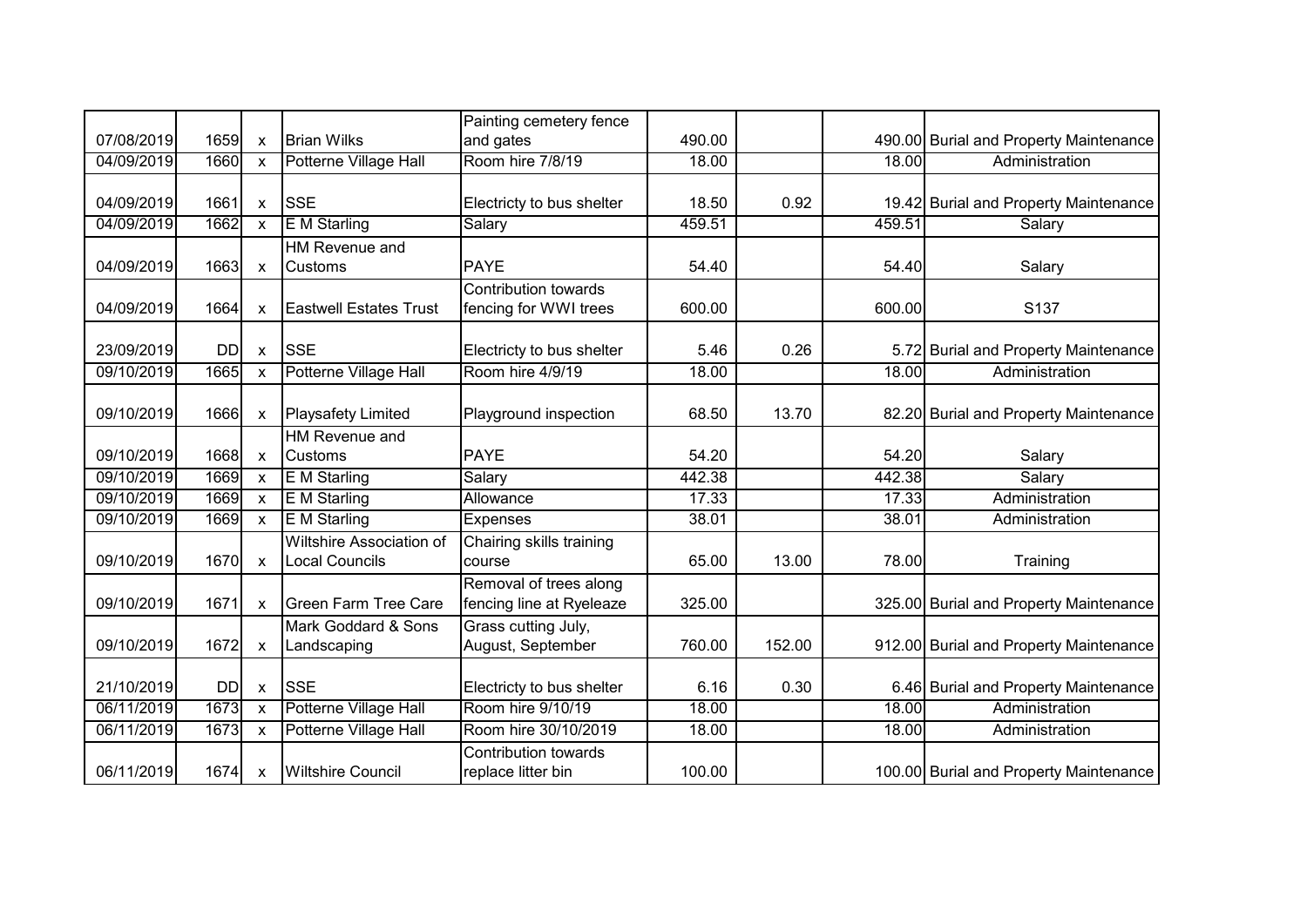| | | | | | | | | |
|---|---|---|---|---|---|---|---|---|
| 07/08/2019 | 1659 | x | Brian Wilks | Painting cemetery fence and gates | 490.00 | | 490.00 | Burial and Property Maintenance |
| 04/09/2019 | 1660 | x | Potterne Village Hall | Room hire 7/8/19 | 18.00 | | 18.00 | Administration |
| 04/09/2019 | 1661 | x | SSE | Electricty to bus shelter | 18.50 | 0.92 | 19.42 | Burial and Property Maintenance |
| 04/09/2019 | 1662 | x | E M Starling | Salary | 459.51 | | 459.51 | Salary |
| 04/09/2019 | 1663 | x | HM Revenue and Customs | PAYE | 54.40 | | 54.40 | Salary |
| 04/09/2019 | 1664 | x | Eastwell Estates Trust | Contribution towards fencing for WWI trees | 600.00 | | 600.00 | S137 |
| 23/09/2019 | DD | x | SSE | Electricty to bus shelter | 5.46 | 0.26 | 5.72 | Burial and Property Maintenance |
| 09/10/2019 | 1665 | x | Potterne Village Hall | Room hire 4/9/19 | 18.00 | | 18.00 | Administration |
| 09/10/2019 | 1666 | x | Playsafety Limited | Playground inspection | 68.50 | 13.70 | 82.20 | Burial and Property Maintenance |
| 09/10/2019 | 1668 | x | HM Revenue and Customs | PAYE | 54.20 | | 54.20 | Salary |
| 09/10/2019 | 1669 | x | E M Starling | Salary | 442.38 | | 442.38 | Salary |
| 09/10/2019 | 1669 | x | E M Starling | Allowance | 17.33 | | 17.33 | Administration |
| 09/10/2019 | 1669 | x | E M Starling | Expenses | 38.01 | | 38.01 | Administration |
| 09/10/2019 | 1670 | x | Wiltshire Association of Local Councils | Chairing skills training course | 65.00 | 13.00 | 78.00 | Training |
| 09/10/2019 | 1671 | x | Green Farm Tree Care | Removal of trees along fencing line at Ryeleaze | 325.00 | | 325.00 | Burial and Property Maintenance |
| 09/10/2019 | 1672 | x | Mark Goddard & Sons Landscaping | Grass cutting July, August, September | 760.00 | 152.00 | 912.00 | Burial and Property Maintenance |
| 21/10/2019 | DD | x | SSE | Electricty to bus shelter | 6.16 | 0.30 | 6.46 | Burial and Property Maintenance |
| 06/11/2019 | 1673 | x | Potterne Village Hall | Room hire 9/10/19 | 18.00 | | 18.00 | Administration |
| 06/11/2019 | 1673 | x | Potterne Village Hall | Room hire 30/10/2019 | 18.00 | | 18.00 | Administration |
| 06/11/2019 | 1674 | x | Wiltshire Council | Contribution towards replace litter bin | 100.00 | | 100.00 | Burial and Property Maintenance |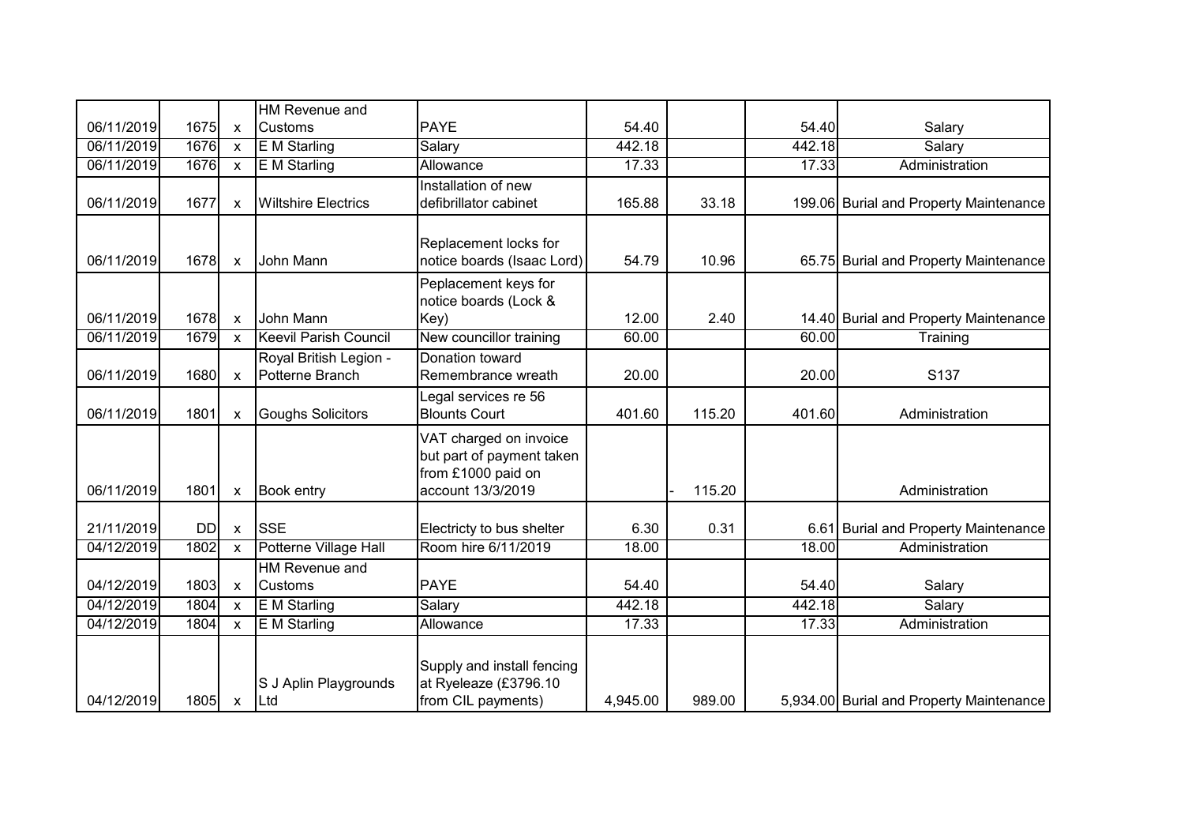| | | | | | | | | | |
|---|---|---|---|---|---|---|---|---|---|
| 06/11/2019 | 1675 | x | HM Revenue and Customs | PAYE | 54.40 | | | 54.40 | Salary |
| 06/11/2019 | 1676 | x | E M Starling | Salary | 442.18 | | | 442.18 | Salary |
| 06/11/2019 | 1676 | x | E M Starling | Allowance | 17.33 | | | 17.33 | Administration |
| 06/11/2019 | 1677 | x | Wiltshire Electrics | Installation of new defibrillator cabinet | 165.88 | 33.18 | | 199.06 | Burial and Property Maintenance |
| 06/11/2019 | 1678 | x | John Mann | Replacement locks for notice boards (Isaac Lord) | 54.79 | 10.96 | | 65.75 | Burial and Property Maintenance |
| 06/11/2019 | 1678 | x | John Mann | Peplacement keys for notice boards (Lock & Key) | 12.00 | 2.40 | | 14.40 | Burial and Property Maintenance |
| 06/11/2019 | 1679 | x | Keevil Parish Council | New councillor training | 60.00 | | | 60.00 | Training |
| 06/11/2019 | 1680 | x | Royal British Legion - Potterne Branch | Donation toward Remembrance wreath | 20.00 | | | 20.00 | S137 |
| 06/11/2019 | 1801 | x | Goughs Solicitors | Legal services re 56 Blounts Court | 401.60 | 115.20 | | 401.60 | Administration |
| 06/11/2019 | 1801 | x | Book entry | VAT charged on invoice but part of payment taken from £1000 paid on account 13/3/2019 | | - 115.20 | | | Administration |
| 21/11/2019 | DD | x | SSE | Electricty to bus shelter | 6.30 | 0.31 | | 6.61 | Burial and Property Maintenance |
| 04/12/2019 | 1802 | x | Potterne Village Hall | Room hire 6/11/2019 | 18.00 | | | 18.00 | Administration |
| 04/12/2019 | 1803 | x | HM Revenue and Customs | PAYE | 54.40 | | | 54.40 | Salary |
| 04/12/2019 | 1804 | x | E M Starling | Salary | 442.18 | | | 442.18 | Salary |
| 04/12/2019 | 1804 | x | E M Starling | Allowance | 17.33 | | | 17.33 | Administration |
| 04/12/2019 | 1805 | x | S J Aplin Playgrounds Ltd | Supply and install fencing at Ryeleaze (£3796.10 from CIL payments) | 4,945.00 | 989.00 | | 5,934.00 | Burial and Property Maintenance |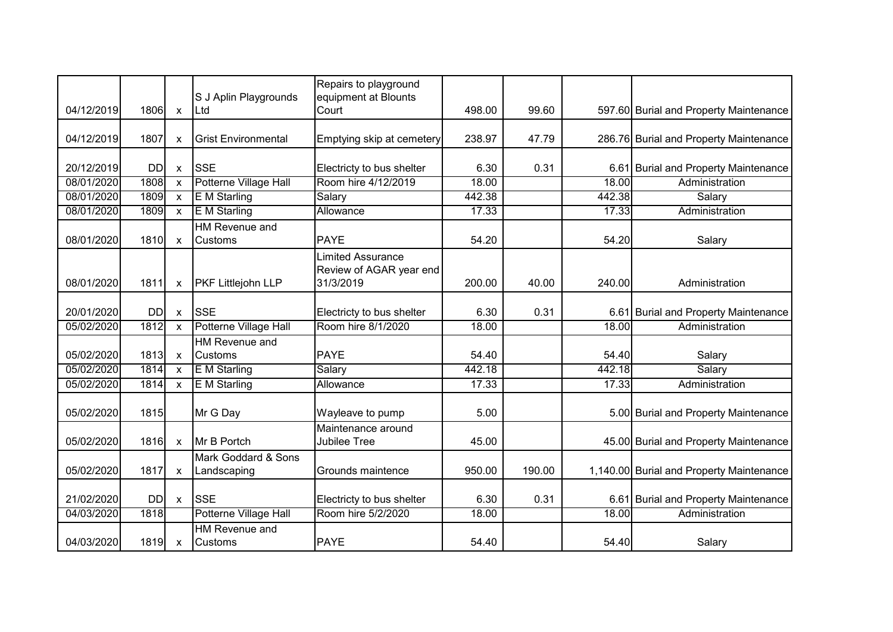| | | | | | | | | |
|---|---|---|---|---|---|---|---|---|
| 04/12/2019 | 1806 | x | S J Aplin Playgrounds Ltd | Repairs to playground equipment at Blounts Court | 498.00 | 99.60 | 597.60 | Burial and Property Maintenance |
| 04/12/2019 | 1807 | x | Grist Environmental | Emptying skip at cemetery | 238.97 | 47.79 | 286.76 | Burial and Property Maintenance |
| 20/12/2019 | DD | x | SSE | Electricty to bus shelter | 6.30 | 0.31 | 6.61 | Burial and Property Maintenance |
| 08/01/2020 | 1808 | x | Potterne Village Hall | Room hire 4/12/2019 | 18.00 | | 18.00 | Administration |
| 08/01/2020 | 1809 | x | E M Starling | Salary | 442.38 | | 442.38 | Salary |
| 08/01/2020 | 1809 | x | E M Starling | Allowance | 17.33 | | 17.33 | Administration |
| 08/01/2020 | 1810 | x | HM Revenue and Customs | PAYE | 54.20 | | 54.20 | Salary |
| 08/01/2020 | 1811 | x | PKF Littlejohn LLP | Limited Assurance Review of AGAR year end 31/3/2019 | 200.00 | 40.00 | 240.00 | Administration |
| 20/01/2020 | DD | x | SSE | Electricty to bus shelter | 6.30 | 0.31 | 6.61 | Burial and Property Maintenance |
| 05/02/2020 | 1812 | x | Potterne Village Hall | Room hire 8/1/2020 | 18.00 | | 18.00 | Administration |
| 05/02/2020 | 1813 | x | HM Revenue and Customs | PAYE | 54.40 | | 54.40 | Salary |
| 05/02/2020 | 1814 | x | E M Starling | Salary | 442.18 | | 442.18 | Salary |
| 05/02/2020 | 1814 | x | E M Starling | Allowance | 17.33 | | 17.33 | Administration |
| 05/02/2020 | 1815 | | Mr G Day | Wayleave to pump | 5.00 | | 5.00 | Burial and Property Maintenance |
| 05/02/2020 | 1816 | x | Mr B Portch | Maintenance around Jubilee Tree | 45.00 | | 45.00 | Burial and Property Maintenance |
| 05/02/2020 | 1817 | x | Mark Goddard & Sons Landscaping | Grounds maintence | 950.00 | 190.00 | 1,140.00 | Burial and Property Maintenance |
| 21/02/2020 | DD | x | SSE | Electricty to bus shelter | 6.30 | 0.31 | 6.61 | Burial and Property Maintenance |
| 04/03/2020 | 1818 | | Potterne Village Hall | Room hire 5/2/2020 | 18.00 | | 18.00 | Administration |
| 04/03/2020 | 1819 | x | HM Revenue and Customs | PAYE | 54.40 | | 54.40 | Salary |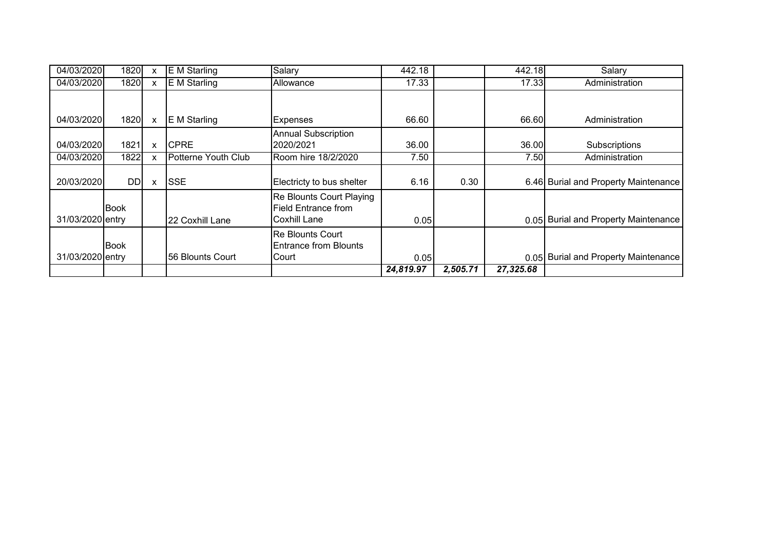| | | | | | | | | |
|---|---|---|---|---|---|---|---|---|
| 04/03/2020 | 1820 | x | E M Starling | Salary | 442.18 | | 442.18 | Salary |
| 04/03/2020 | 1820 | x | E M Starling | Allowance | 17.33 | | 17.33 | Administration |
| 04/03/2020 | 1820 | x | E M Starling | Expenses | 66.60 | | 66.60 | Administration |
| 04/03/2020 | 1821 | x | CPRE | Annual Subscription 2020/2021 | 36.00 | | 36.00 | Subscriptions |
| 04/03/2020 | 1822 | x | Potterne Youth Club | Room hire 18/2/2020 | 7.50 | | 7.50 | Administration |
| 20/03/2020 | DD | x | SSE | Electricty to bus shelter | 6.16 | 0.30 | 6.46 | Burial and Property Maintenance |
| 31/03/2020 | Book entry | | 22 Coxhill Lane | Re Blounts Court Playing Field Entrance from Coxhill Lane | 0.05 | | 0.05 | Burial and Property Maintenance |
| 31/03/2020 | Book entry | | 56 Blounts Court | Re Blounts Court Entrance from Blounts Court | 0.05 | | 0.05 | Burial and Property Maintenance |
| | | | | | ***24,819.97*** | ***2,505.71*** | ***27,325.68*** | |